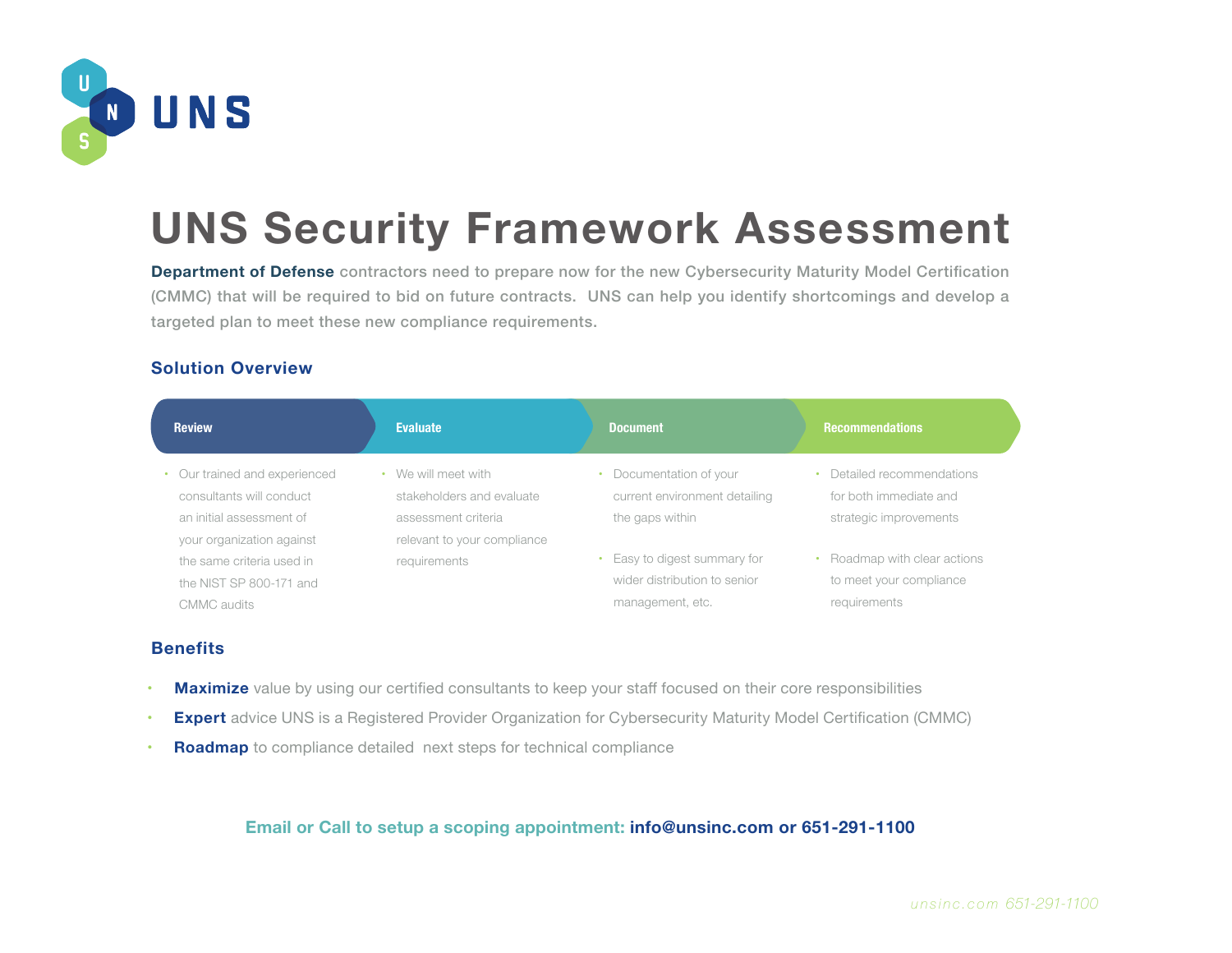UNS

# UNS Security Framework Assessment

**Department of Defense** contractors need to prepare now for the new Cybersecurity Maturity Model Certification (CMMC) that will be required to bid on future contracts. UNS can help you identify shortcomings and develop a targeted plan to meet these new compliance requirements.

## Solution Overview

### Review

- Our trained and experienced consultants will conduct an initial assessment of your organization against the same criteria used in the NIST SP 800-171 and CMMC audits

### Evaluate

- We will meet with stakeholders and evaluate assessment criteria relevant to your compliance requirements

### Document

- Documentation of your current environment detailing the gaps within
- Easy to digest summary for wider distribution to senior management, etc.

### Recommendations

- Detailed recommendations for both immediate and strategic improvements
- Roadmap with clear actions to meet your compliance requirements

## Benefits

- **Maximize** value by using our certified consultants to keep your staff focused on their core responsibilities
- **Expert** advice UNS is a Registered Provider Organization for Cybersecurity Maturity Model Certification (CMMC)
- **Roadmap** to compliance detailed next steps for technical compliance

**Email or Call to setup a scoping appointment: info@unsinc.com or 651-291-1100**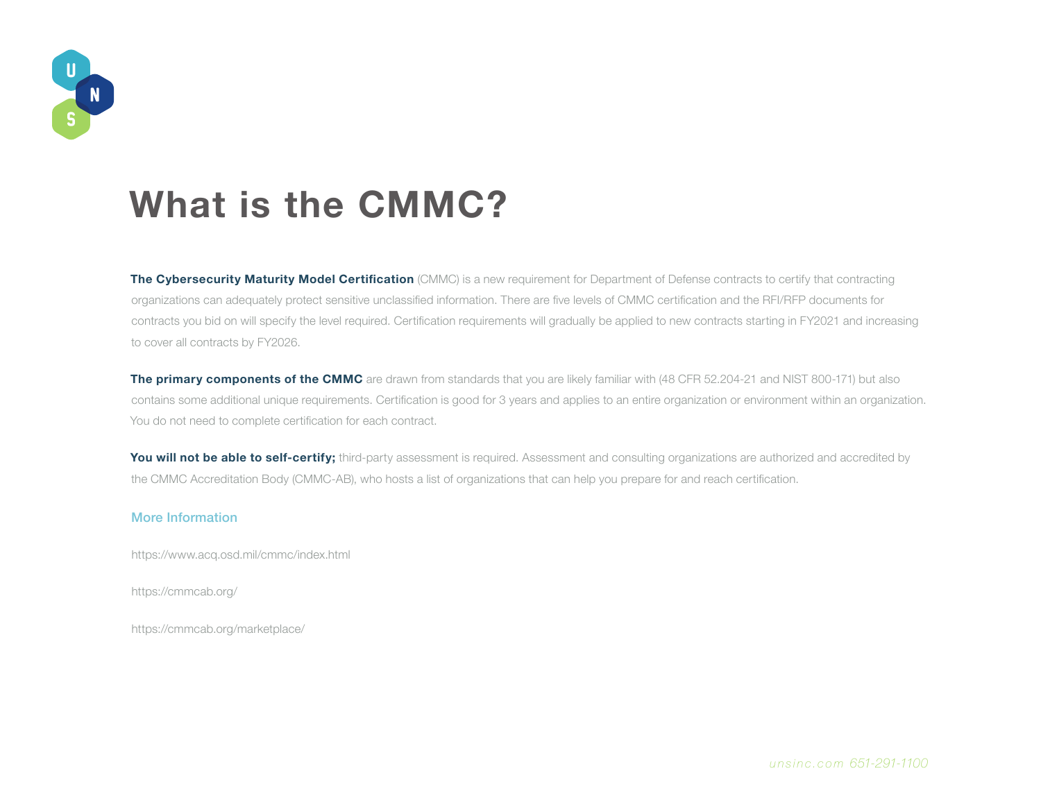# What is the CMMC?

**The Cybersecurity Maturity Model Certification** (CMMC) is a new requirement for Department of Defense contracts to certify that contracting organizations can adequately protect sensitive unclassified information. There are five levels of CMMC certification and the RFI/RFP documents for contracts you bid on will specify the level required. Certification requirements will gradually be applied to new contracts starting in FY2021 and increasing to cover all contracts by FY2026.

**The primary components of the CMMC** are drawn from standards that you are likely familiar with (48 CFR 52.204-21 and NIST 800-171) but also contains some additional unique requirements. Certification is good for 3 years and applies to an entire organization or environment within an organization. You do not need to complete certification for each contract.

**You will not be able to self-certify;** third-party assessment is required. Assessment and consulting organizations are authorized and accredited by the CMMC Accreditation Body (CMMC-AB), who hosts a list of organizations that can help you prepare for and reach certification.

## More Information

https://www.acq.osd.mil/cmmc/index.html

https://cmmcab.org/

https://cmmcab.org/marketplace/

*unsinc.com 651-291-1100*